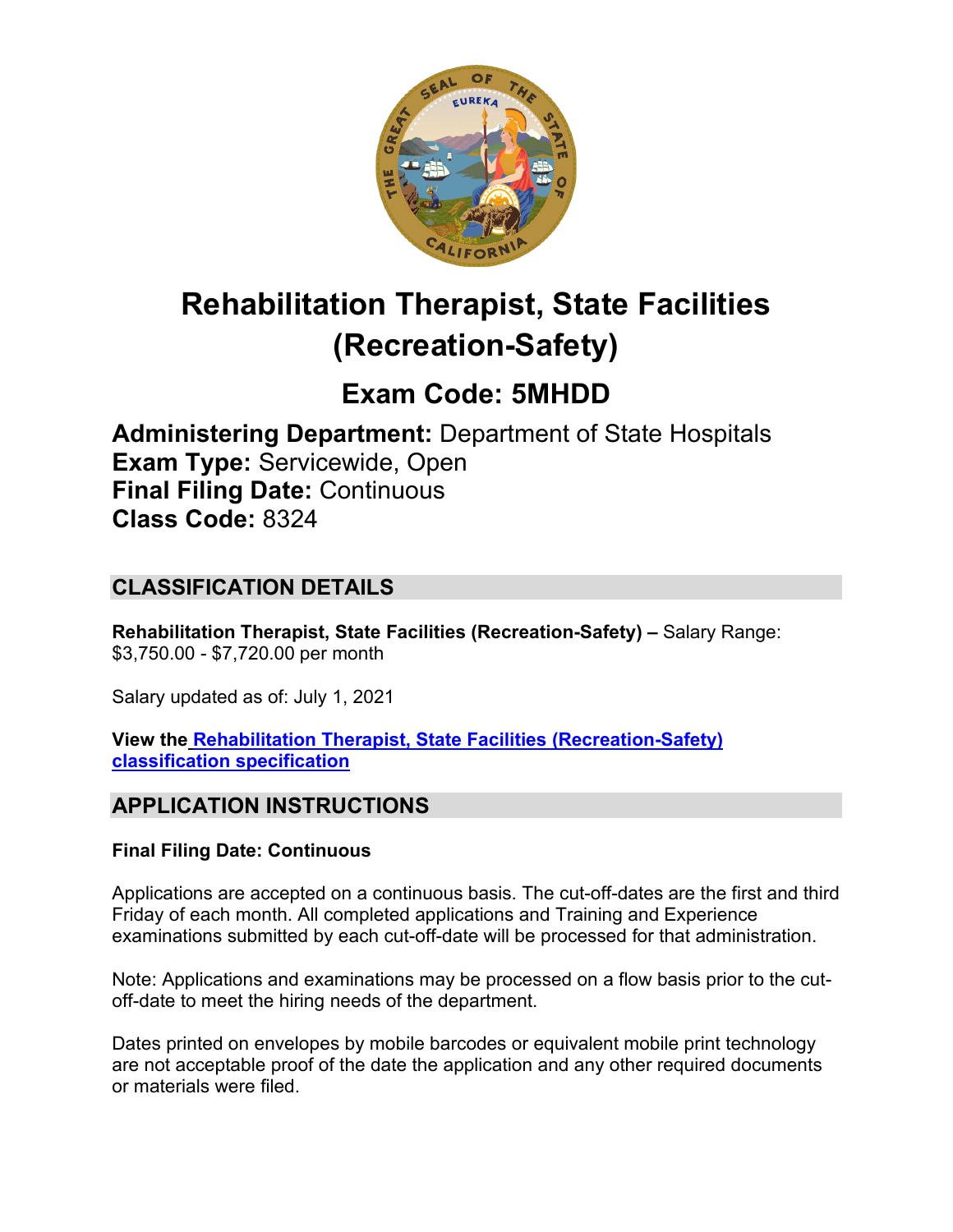# Rehabilitation Therapist, State Facilities (Recreation-Safety)

## Exam Code: 5MHDD

**Administering Department:** Department of State Hospitals
**Exam Type:** Servicewide, Open
**Final Filing Date:** Continuous
**Class Code:** 8324

## CLASSIFICATION DETAILS

**Rehabilitation Therapist, State Facilities (Recreation-Safety) –** Salary Range: $3,750.00 - $7,720.00 per month

Salary updated as of: July 1, 2021

**View the Rehabilitation Therapist, State Facilities (Recreation-Safety) classification specification**

## APPLICATION INSTRUCTIONS

**Final Filing Date: Continuous**

Applications are accepted on a continuous basis. The cut-off-dates are the first and third Friday of each month. All completed applications and Training and Experience examinations submitted by each cut-off-date will be processed for that administration.

Note: Applications and examinations may be processed on a flow basis prior to the cut-off-date to meet the hiring needs of the department.

Dates printed on envelopes by mobile barcodes or equivalent mobile print technology are not acceptable proof of the date the application and any other required documents or materials were filed.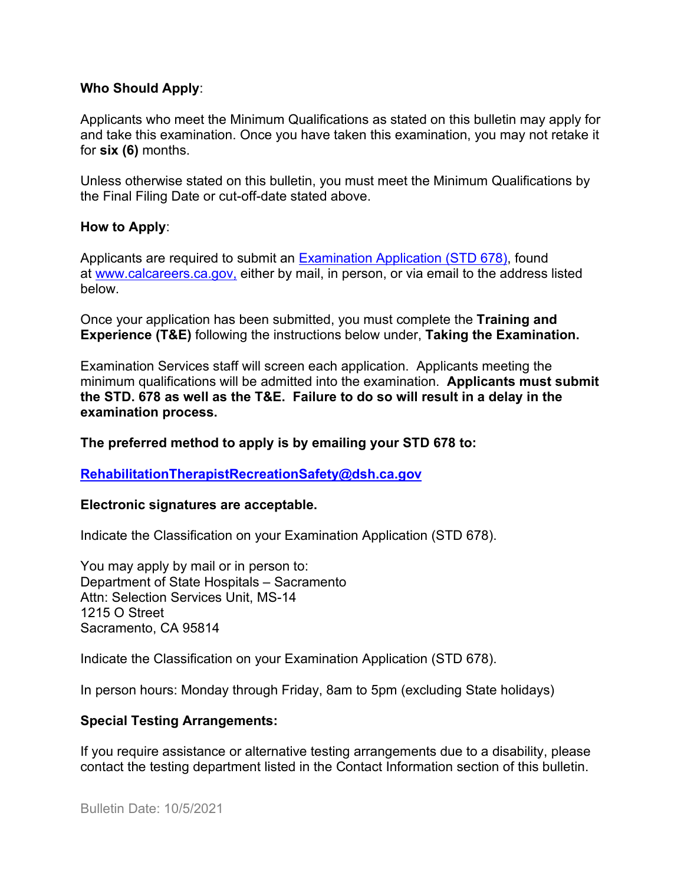**Who Should Apply**:

Applicants who meet the Minimum Qualifications as stated on this bulletin may apply for and take this examination. Once you have taken this examination, you may not retake it for **six (6)** months.

Unless otherwise stated on this bulletin, you must meet the Minimum Qualifications by the Final Filing Date or cut-off-date stated above.

**How to Apply**:

Applicants are required to submit an [Examination Application (STD 678)](#), found at [www.calcareers.ca.gov,](http://www.calcareers.ca.gov) either by mail, in person, or via email to the address listed below.

Once your application has been submitted, you must complete the **Training and Experience (T&E)** following the instructions below under, **Taking the Examination.**

Examination Services staff will screen each application. Applicants meeting the minimum qualifications will be admitted into the examination. **Applicants must submit the STD. 678 as well as the T&E. Failure to do so will result in a delay in the examination process.**

**The preferred method to apply is by emailing your STD 678 to:**

**[RehabilitationTherapistRecreationSafety@dsh.ca.gov](mailto:RehabilitationTherapistRecreationSafety@dsh.ca.gov)**

**Electronic signatures are acceptable.**

Indicate the Classification on your Examination Application (STD 678).

You may apply by mail or in person to:
Department of State Hospitals – Sacramento
Attn: Selection Services Unit, MS-14
1215 O Street
Sacramento, CA 95814

Indicate the Classification on your Examination Application (STD 678).

In person hours: Monday through Friday, 8am to 5pm (excluding State holidays)

**Special Testing Arrangements:**

If you require assistance or alternative testing arrangements due to a disability, please contact the testing department listed in the Contact Information section of this bulletin.

Bulletin Date: 10/5/2021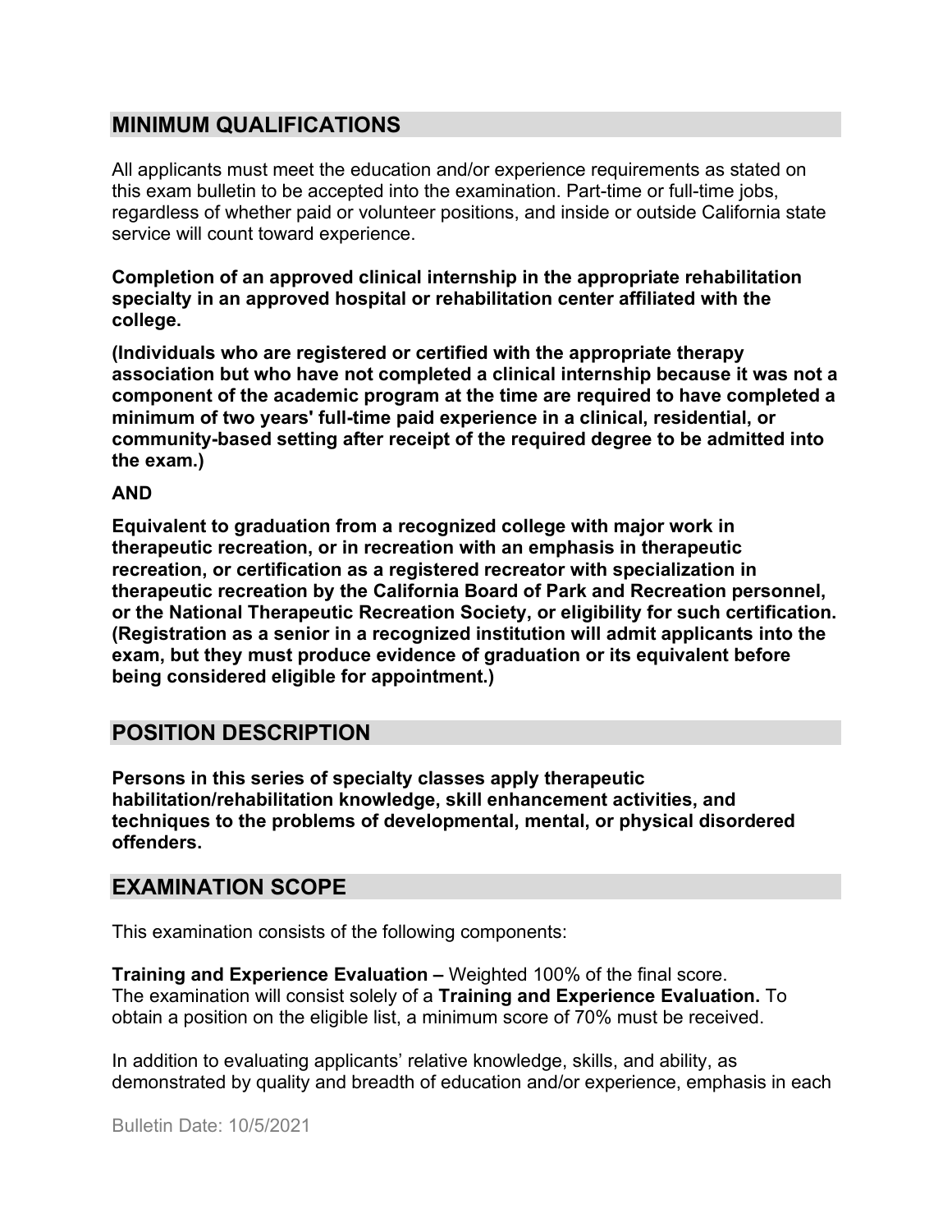## MINIMUM QUALIFICATIONS

All applicants must meet the education and/or experience requirements as stated on this exam bulletin to be accepted into the examination. Part-time or full-time jobs, regardless of whether paid or volunteer positions, and inside or outside California state service will count toward experience.

**Completion of an approved clinical internship in the appropriate rehabilitation specialty in an approved hospital or rehabilitation center affiliated with the college.**

**(Individuals who are registered or certified with the appropriate therapy association but who have not completed a clinical internship because it was not a component of the academic program at the time are required to have completed a minimum of two years' full-time paid experience in a clinical, residential, or community-based setting after receipt of the required degree to be admitted into the exam.)**

**AND**

**Equivalent to graduation from a recognized college with major work in therapeutic recreation, or in recreation with an emphasis in therapeutic recreation, or certification as a registered recreator with specialization in therapeutic recreation by the California Board of Park and Recreation personnel, or the National Therapeutic Recreation Society, or eligibility for such certification. (Registration as a senior in a recognized institution will admit applicants into the exam, but they must produce evidence of graduation or its equivalent before being considered eligible for appointment.)**

## POSITION DESCRIPTION

**Persons in this series of specialty classes apply therapeutic habilitation/rehabilitation knowledge, skill enhancement activities, and techniques to the problems of developmental, mental, or physical disordered offenders.**

## EXAMINATION SCOPE

This examination consists of the following components:

**Training and Experience Evaluation –** Weighted 100% of the final score.
The examination will consist solely of a **Training and Experience Evaluation.** To obtain a position on the eligible list, a minimum score of 70% must be received.

In addition to evaluating applicants' relative knowledge, skills, and ability, as demonstrated by quality and breadth of education and/or experience, emphasis in each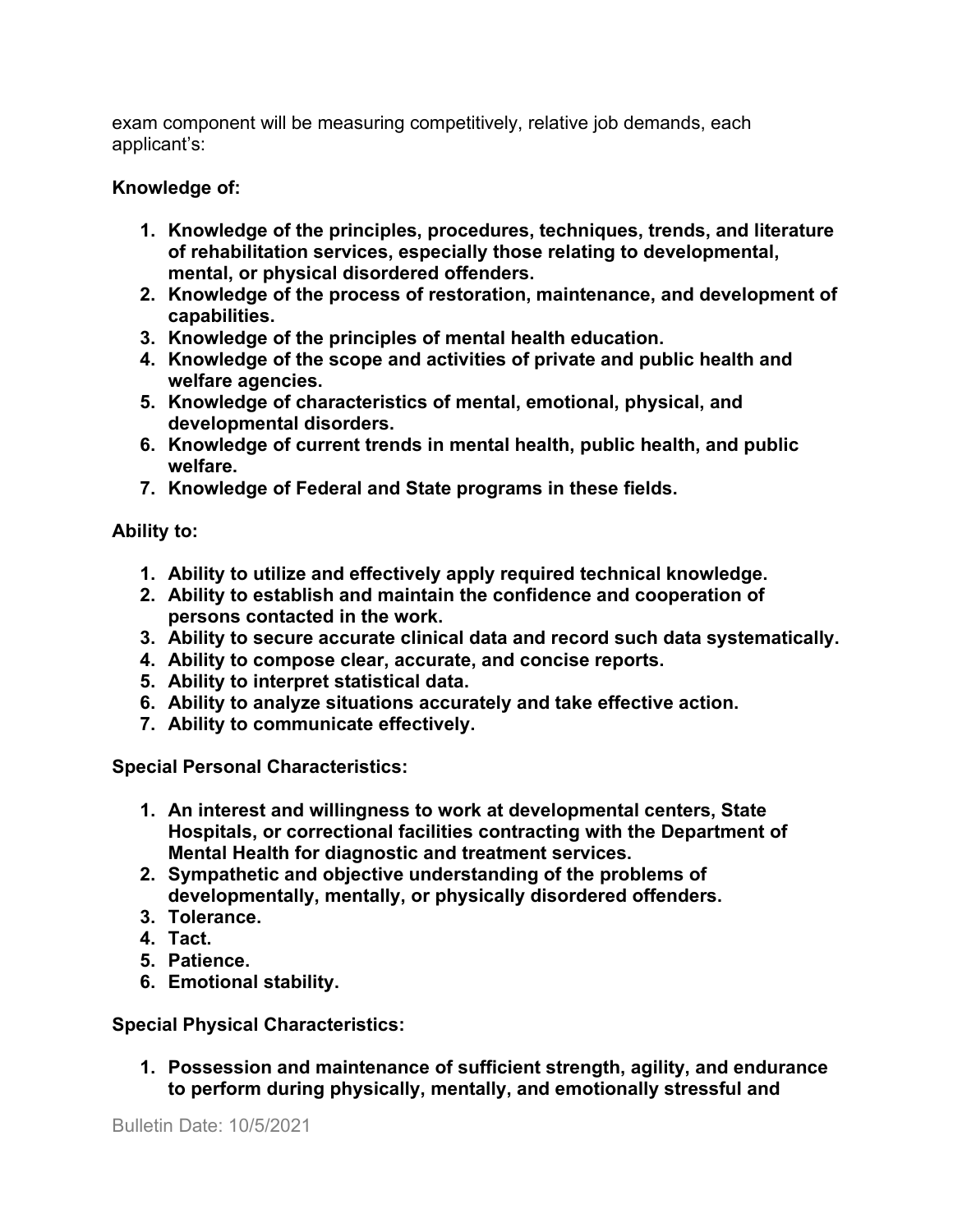exam component will be measuring competitively, relative job demands, each applicant's:

**Knowledge of:**

1. **Knowledge of the principles, procedures, techniques, trends, and literature of rehabilitation services, especially those relating to developmental, mental, or physical disordered offenders.**
2. **Knowledge of the process of restoration, maintenance, and development of capabilities.**
3. **Knowledge of the principles of mental health education.**
4. **Knowledge of the scope and activities of private and public health and welfare agencies.**
5. **Knowledge of characteristics of mental, emotional, physical, and developmental disorders.**
6. **Knowledge of current trends in mental health, public health, and public welfare.**
7. **Knowledge of Federal and State programs in these fields.**

**Ability to:**

1. **Ability to utilize and effectively apply required technical knowledge.**
2. **Ability to establish and maintain the confidence and cooperation of persons contacted in the work.**
3. **Ability to secure accurate clinical data and record such data systematically.**
4. **Ability to compose clear, accurate, and concise reports.**
5. **Ability to interpret statistical data.**
6. **Ability to analyze situations accurately and take effective action.**
7. **Ability to communicate effectively.**

**Special Personal Characteristics:**

1. **An interest and willingness to work at developmental centers, State Hospitals, or correctional facilities contracting with the Department of Mental Health for diagnostic and treatment services.**
2. **Sympathetic and objective understanding of the problems of developmentally, mentally, or physically disordered offenders.**
3. **Tolerance.**
4. **Tact.**
5. **Patience.**
6. **Emotional stability.**

**Special Physical Characteristics:**

1. **Possession and maintenance of sufficient strength, agility, and endurance to perform during physically, mentally, and emotionally stressful and**

Bulletin Date: 10/5/2021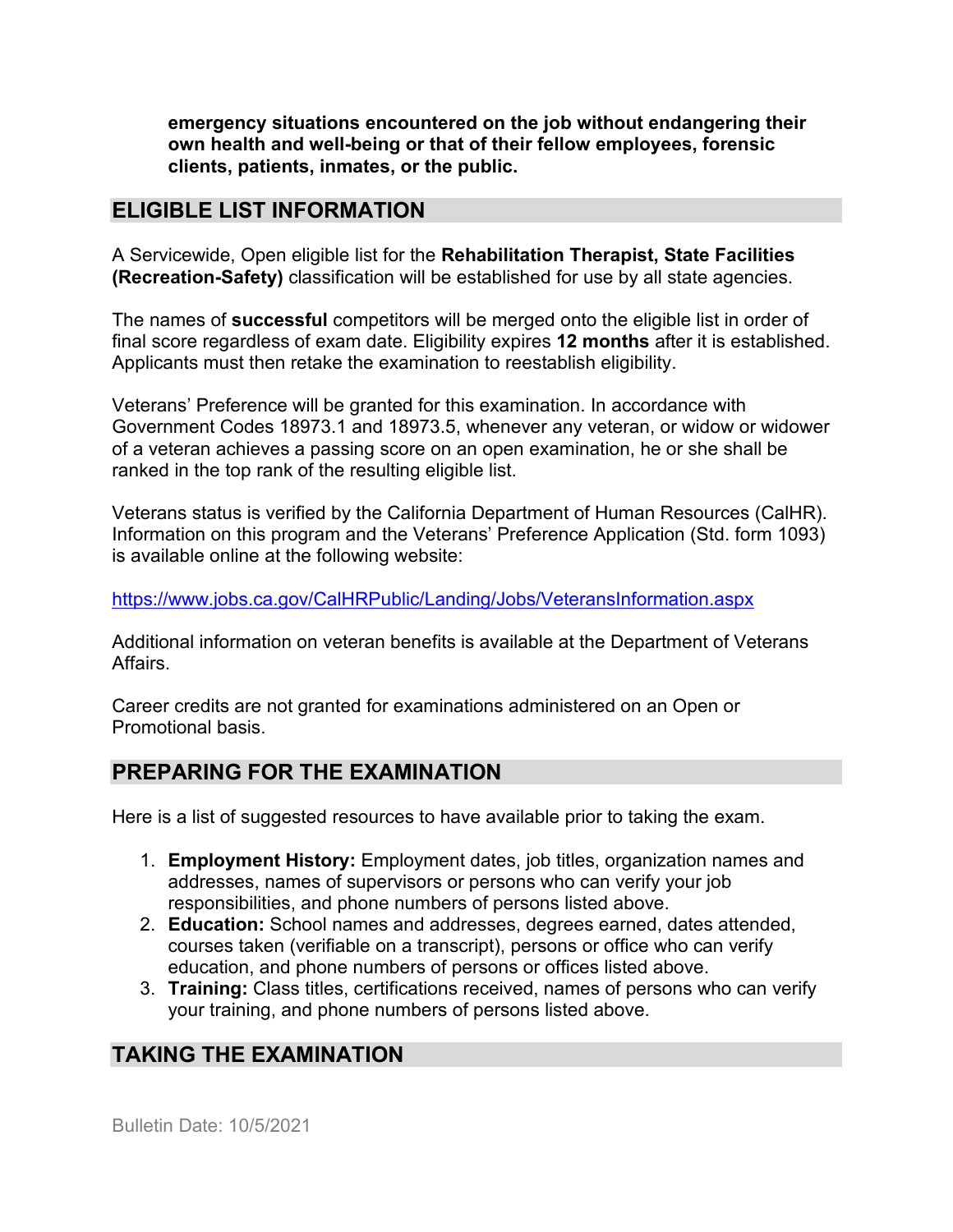**emergency situations encountered on the job without endangering their own health and well-being or that of their fellow employees, forensic clients, patients, inmates, or the public.**

## ELIGIBLE LIST INFORMATION

A Servicewide, Open eligible list for the **Rehabilitation Therapist, State Facilities (Recreation-Safety)** classification will be established for use by all state agencies.

The names of **successful** competitors will be merged onto the eligible list in order of final score regardless of exam date. Eligibility expires **12 months** after it is established. Applicants must then retake the examination to reestablish eligibility.

Veterans' Preference will be granted for this examination. In accordance with Government Codes 18973.1 and 18973.5, whenever any veteran, or widow or widower of a veteran achieves a passing score on an open examination, he or she shall be ranked in the top rank of the resulting eligible list.

Veterans status is verified by the California Department of Human Resources (CalHR). Information on this program and the Veterans' Preference Application (Std. form 1093) is available online at the following website:

https://www.jobs.ca.gov/CalHRPublic/Landing/Jobs/VeteransInformation.aspx

Additional information on veteran benefits is available at the Department of Veterans Affairs.

Career credits are not granted for examinations administered on an Open or Promotional basis.

## PREPARING FOR THE EXAMINATION

Here is a list of suggested resources to have available prior to taking the exam.

1. **Employment History:** Employment dates, job titles, organization names and addresses, names of supervisors or persons who can verify your job responsibilities, and phone numbers of persons listed above.
2. **Education:** School names and addresses, degrees earned, dates attended, courses taken (verifiable on a transcript), persons or office who can verify education, and phone numbers of persons or offices listed above.
3. **Training:** Class titles, certifications received, names of persons who can verify your training, and phone numbers of persons listed above.

## TAKING THE EXAMINATION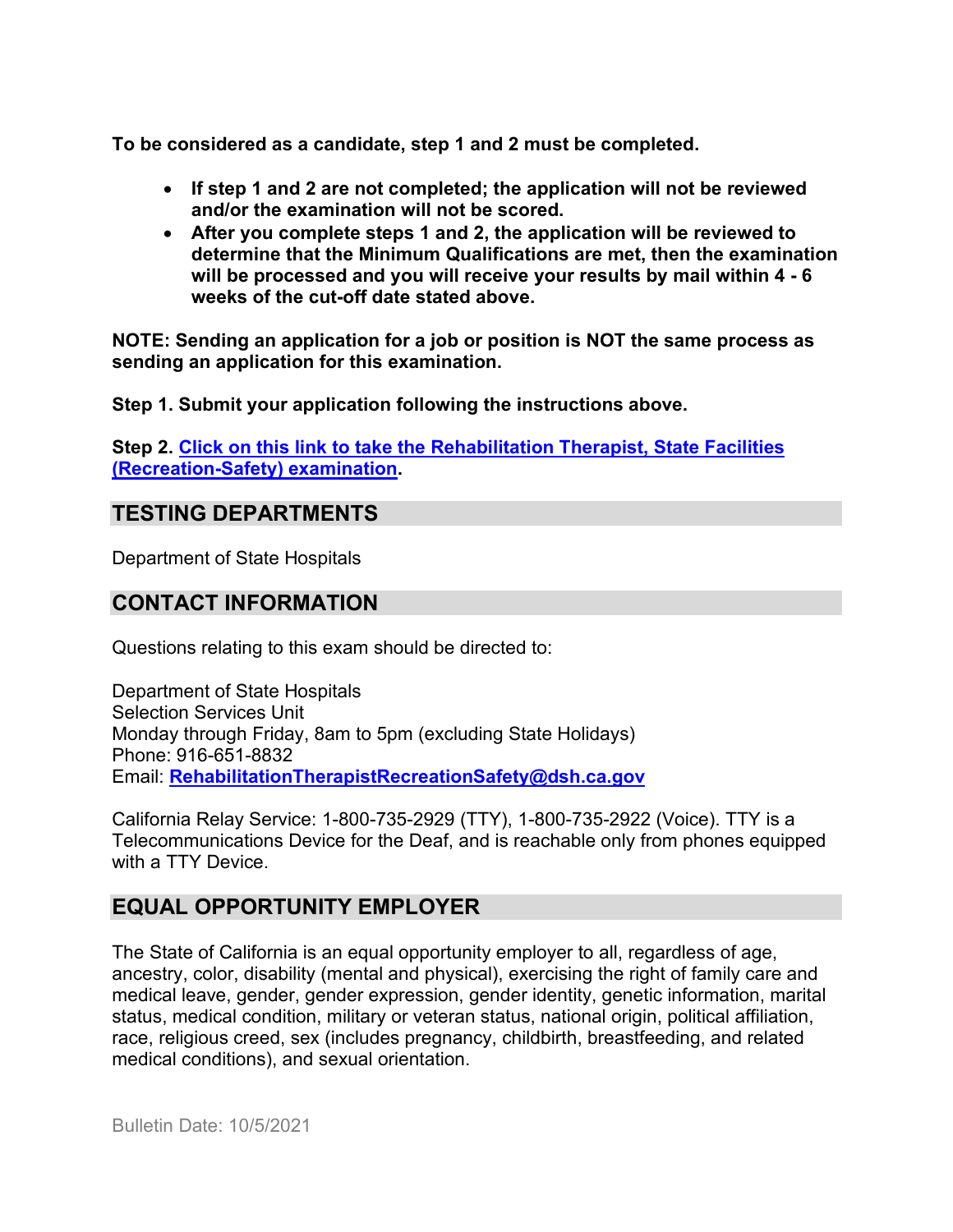**To be considered as a candidate, step 1 and 2 must be completed.**

- **If step 1 and 2 are not completed; the application will not be reviewed and/or the examination will not be scored.**
- **After you complete steps 1 and 2, the application will be reviewed to determine that the Minimum Qualifications are met, then the examination will be processed and you will receive your results by mail within 4 - 6 weeks of the cut-off date stated above.**

**NOTE: Sending an application for a job or position is NOT the same process as sending an application for this examination.**

**Step 1. Submit your application following the instructions above.**

**Step 2. Click on this link to take the Rehabilitation Therapist, State Facilities (Recreation-Safety) examination.**

## TESTING DEPARTMENTS

Department of State Hospitals

## CONTACT INFORMATION

Questions relating to this exam should be directed to:

Department of State Hospitals
Selection Services Unit
Monday through Friday, 8am to 5pm (excluding State Holidays)
Phone: 916-651-8832
Email: **RehabilitationTherapistRecreationSafety@dsh.ca.gov**

California Relay Service: 1-800-735-2929 (TTY), 1-800-735-2922 (Voice). TTY is a Telecommunications Device for the Deaf, and is reachable only from phones equipped with a TTY Device.

## EQUAL OPPORTUNITY EMPLOYER

The State of California is an equal opportunity employer to all, regardless of age, ancestry, color, disability (mental and physical), exercising the right of family care and medical leave, gender, gender expression, gender identity, genetic information, marital status, medical condition, military or veteran status, national origin, political affiliation, race, religious creed, sex (includes pregnancy, childbirth, breastfeeding, and related medical conditions), and sexual orientation.

Bulletin Date: 10/5/2021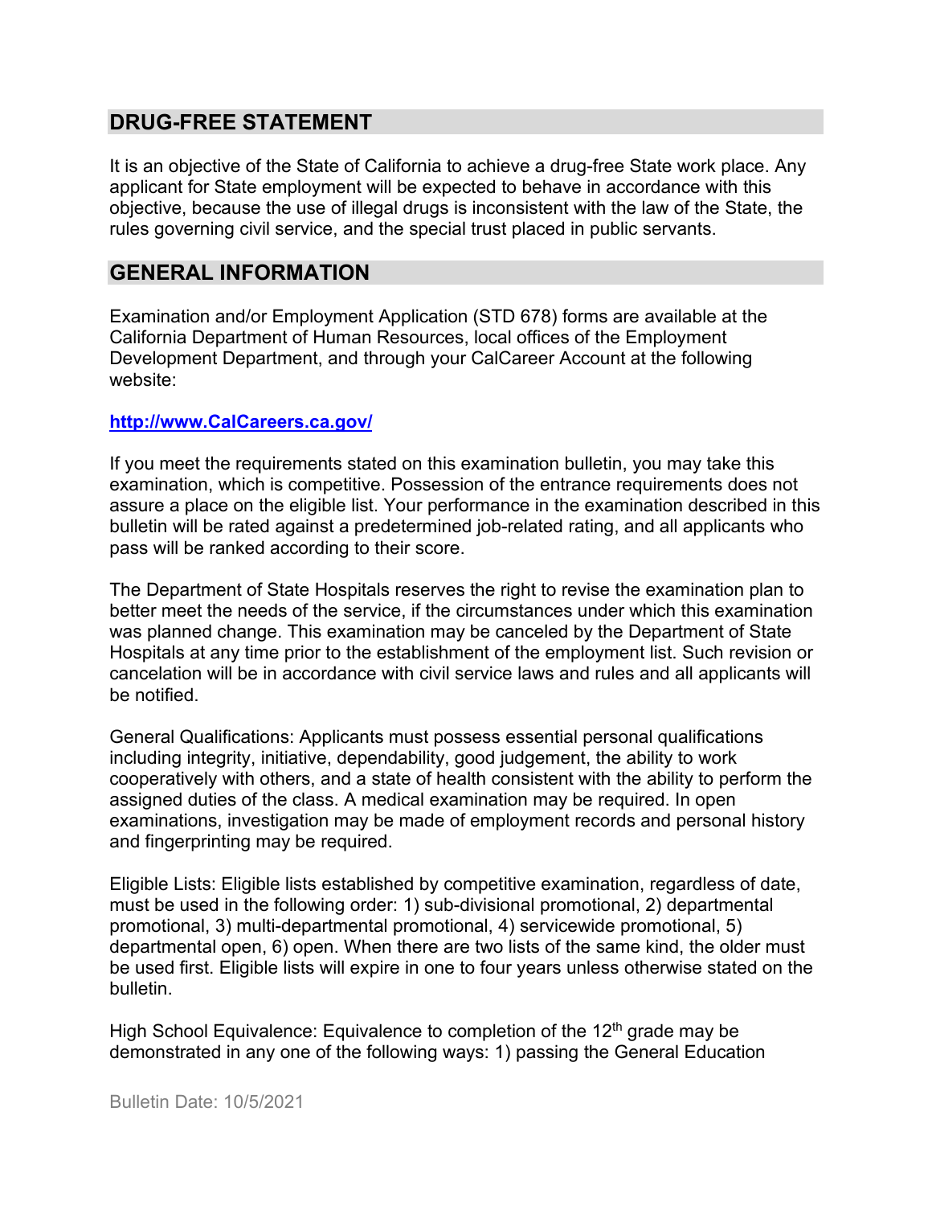## DRUG-FREE STATEMENT

It is an objective of the State of California to achieve a drug-free State work place. Any applicant for State employment will be expected to behave in accordance with this objective, because the use of illegal drugs is inconsistent with the law of the State, the rules governing civil service, and the special trust placed in public servants.

## GENERAL INFORMATION

Examination and/or Employment Application (STD 678) forms are available at the California Department of Human Resources, local offices of the Employment Development Department, and through your CalCareer Account at the following website:

**http://www.CalCareers.ca.gov/**

If you meet the requirements stated on this examination bulletin, you may take this examination, which is competitive. Possession of the entrance requirements does not assure a place on the eligible list. Your performance in the examination described in this bulletin will be rated against a predetermined job-related rating, and all applicants who pass will be ranked according to their score.

The Department of State Hospitals reserves the right to revise the examination plan to better meet the needs of the service, if the circumstances under which this examination was planned change. This examination may be canceled by the Department of State Hospitals at any time prior to the establishment of the employment list. Such revision or cancelation will be in accordance with civil service laws and rules and all applicants will be notified.

General Qualifications: Applicants must possess essential personal qualifications including integrity, initiative, dependability, good judgement, the ability to work cooperatively with others, and a state of health consistent with the ability to perform the assigned duties of the class. A medical examination may be required. In open examinations, investigation may be made of employment records and personal history and fingerprinting may be required.

Eligible Lists: Eligible lists established by competitive examination, regardless of date, must be used in the following order: 1) sub-divisional promotional, 2) departmental promotional, 3) multi-departmental promotional, 4) servicewide promotional, 5) departmental open, 6) open. When there are two lists of the same kind, the older must be used first. Eligible lists will expire in one to four years unless otherwise stated on the bulletin.

High School Equivalence: Equivalence to completion of the 12th grade may be demonstrated in any one of the following ways: 1) passing the General Education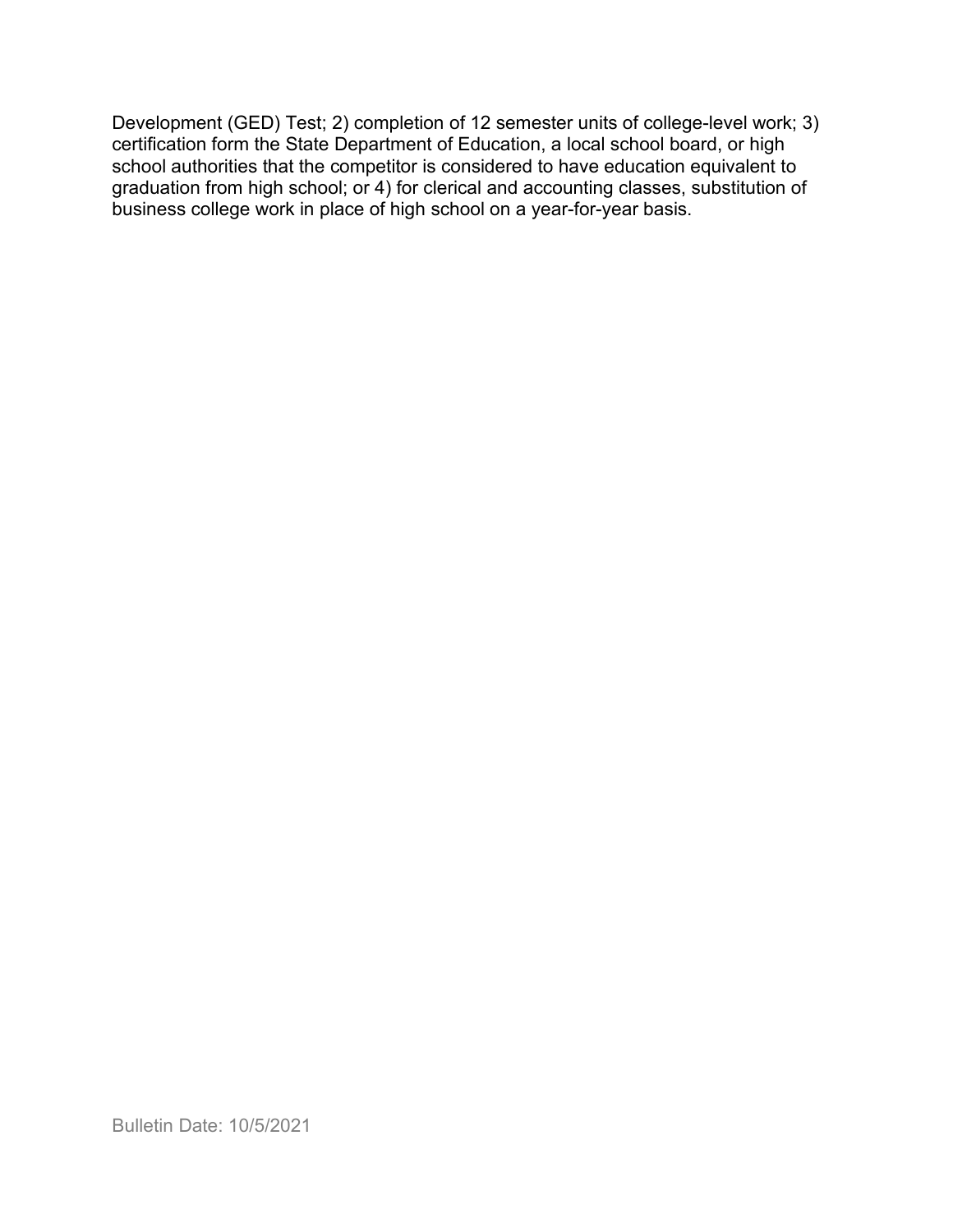Development (GED) Test; 2) completion of 12 semester units of college-level work; 3) certification form the State Department of Education, a local school board, or high school authorities that the competitor is considered to have education equivalent to graduation from high school; or 4) for clerical and accounting classes, substitution of business college work in place of high school on a year-for-year basis.